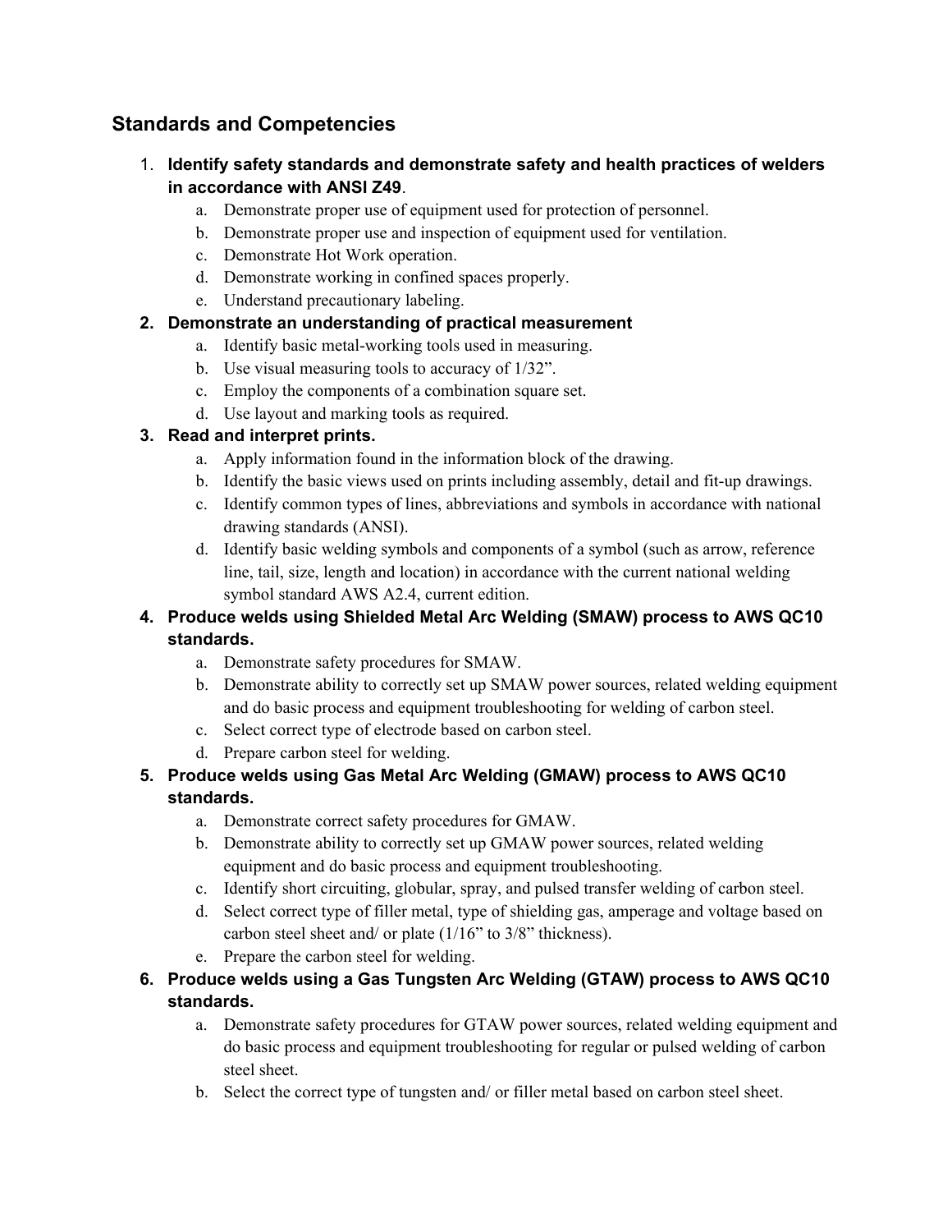## Standards and Competencies

1. **Identify safety standards and demonstrate safety and health practices of welders in accordance with ANSI Z49**.
    a. Demonstrate proper use of equipment used for protection of personnel.
    b. Demonstrate proper use and inspection of equipment used for ventilation.
    c. Demonstrate Hot Work operation.
    d. Demonstrate working in confined spaces properly.
    e. Understand precautionary labeling.
2. **Demonstrate an understanding of practical measurement**
    a. Identify basic metal-working tools used in measuring.
    b. Use visual measuring tools to accuracy of 1/32".
    c. Employ the components of a combination square set.
    d. Use layout and marking tools as required.
3. **Read and interpret prints.**
    a. Apply information found in the information block of the drawing.
    b. Identify the basic views used on prints including assembly, detail and fit-up drawings.
    c. Identify common types of lines, abbreviations and symbols in accordance with national drawing standards (ANSI).
    d. Identify basic welding symbols and components of a symbol (such as arrow, reference line, tail, size, length and location) in accordance with the current national welding symbol standard AWS A2.4, current edition.
4. **Produce welds using Shielded Metal Arc Welding (SMAW) process to AWS QC10 standards.**
    a. Demonstrate safety procedures for SMAW.
    b. Demonstrate ability to correctly set up SMAW power sources, related welding equipment and do basic process and equipment troubleshooting for welding of carbon steel.
    c. Select correct type of electrode based on carbon steel.
    d. Prepare carbon steel for welding.
5. **Produce welds using Gas Metal Arc Welding (GMAW) process to AWS QC10 standards.**
    a. Demonstrate correct safety procedures for GMAW.
    b. Demonstrate ability to correctly set up GMAW power sources, related welding equipment and do basic process and equipment troubleshooting.
    c. Identify short circuiting, globular, spray, and pulsed transfer welding of carbon steel.
    d. Select correct type of filler metal, type of shielding gas, amperage and voltage based on carbon steel sheet and/ or plate (1/16" to 3/8" thickness).
    e. Prepare the carbon steel for welding.
6. **Produce welds using a Gas Tungsten Arc Welding (GTAW) process to AWS QC10 standards.**
    a. Demonstrate safety procedures for GTAW power sources, related welding equipment and do basic process and equipment troubleshooting for regular or pulsed welding of carbon steel sheet.
    b. Select the correct type of tungsten and/ or filler metal based on carbon steel sheet.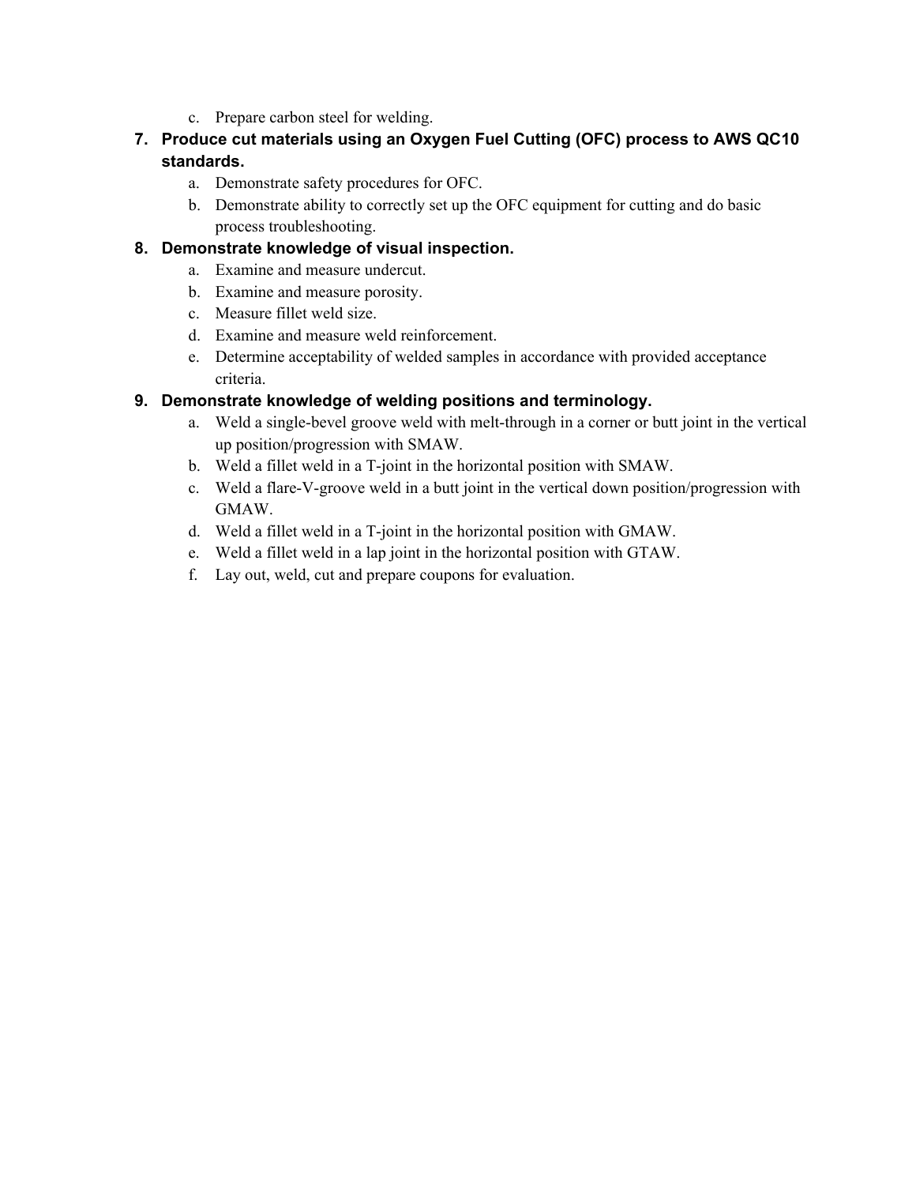c. Prepare carbon steel for welding.

7. **Produce cut materials using an Oxygen Fuel Cutting (OFC) process to AWS QC10 standards.**
    a. Demonstrate safety procedures for OFC.
    b. Demonstrate ability to correctly set up the OFC equipment for cutting and do basic process troubleshooting.
8. **Demonstrate knowledge of visual inspection.**
    a. Examine and measure undercut.
    b. Examine and measure porosity.
    c. Measure fillet weld size.
    d. Examine and measure weld reinforcement.
    e. Determine acceptability of welded samples in accordance with provided acceptance criteria.
9. **Demonstrate knowledge of welding positions and terminology.**
    a. Weld a single-bevel groove weld with melt-through in a corner or butt joint in the vertical up position/progression with SMAW.
    b. Weld a fillet weld in a T-joint in the horizontal position with SMAW.
    c. Weld a flare-V-groove weld in a butt joint in the vertical down position/progression with GMAW.
    d. Weld a fillet weld in a T-joint in the horizontal position with GMAW.
    e. Weld a fillet weld in a lap joint in the horizontal position with GTAW.
    f. Lay out, weld, cut and prepare coupons for evaluation.